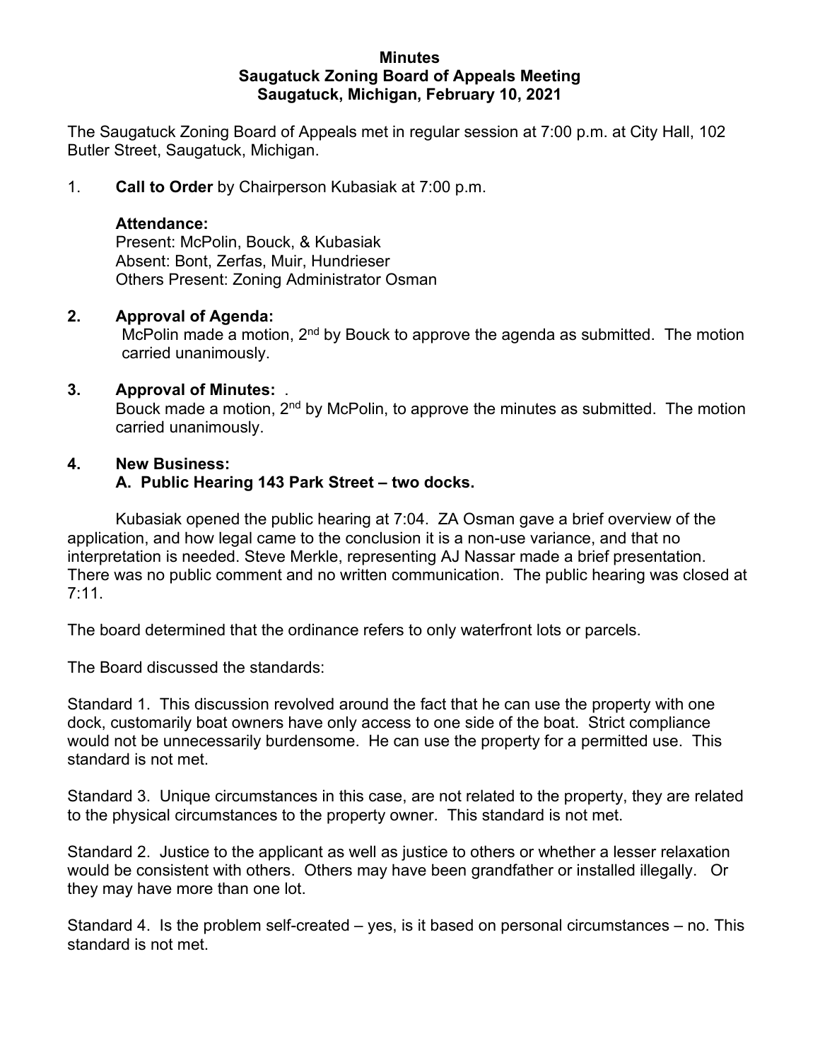**Minutes**
**Saugatuck Zoning Board of Appeals Meeting**
**Saugatuck, Michigan, February 10, 2021**

The Saugatuck Zoning Board of Appeals met in regular session at 7:00 p.m. at City Hall, 102 Butler Street, Saugatuck, Michigan.

1. **Call to Order** by Chairperson Kubasiak at 7:00 p.m.

   **Attendance:**
   Present: McPolin, Bouck, & Kubasiak
   Absent: Bont, Zerfas, Muir, Hundrieser
   Others Present: Zoning Administrator Osman

2. **Approval of Agenda:**
   McPolin made a motion, 2nd by Bouck to approve the agenda as submitted. The motion carried unanimously.

3. **Approval of Minutes:** .
   Bouck made a motion, 2nd by McPolin, to approve the minutes as submitted. The motion carried unanimously.

4. **New Business:**
   **A. Public Hearing 143 Park Street – two docks.**

Kubasiak opened the public hearing at 7:04. ZA Osman gave a brief overview of the application, and how legal came to the conclusion it is a non-use variance, and that no interpretation is needed. Steve Merkle, representing AJ Nassar made a brief presentation. There was no public comment and no written communication. The public hearing was closed at 7:11.

The board determined that the ordinance refers to only waterfront lots or parcels.

The Board discussed the standards:

Standard 1. This discussion revolved around the fact that he can use the property with one dock, customarily boat owners have only access to one side of the boat. Strict compliance would not be unnecessarily burdensome. He can use the property for a permitted use. This standard is not met.

Standard 3. Unique circumstances in this case, are not related to the property, they are related to the physical circumstances to the property owner. This standard is not met.

Standard 2. Justice to the applicant as well as justice to others or whether a lesser relaxation would be consistent with others. Others may have been grandfather or installed illegally. Or they may have more than one lot.

Standard 4. Is the problem self-created – yes, is it based on personal circumstances – no. This standard is not met.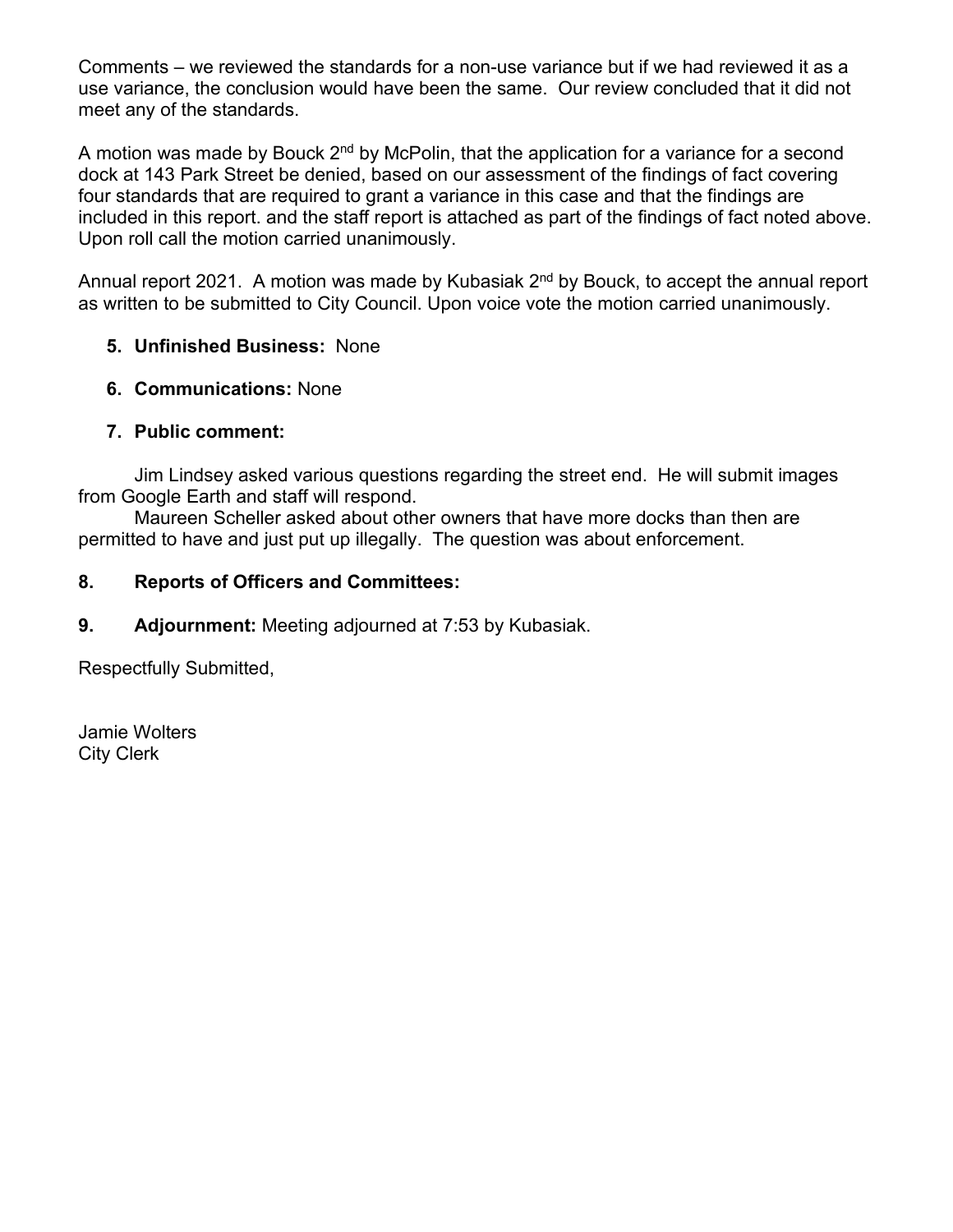Comments – we reviewed the standards for a non-use variance but if we had reviewed it as a use variance, the conclusion would have been the same. Our review concluded that it did not meet any of the standards.

A motion was made by Bouck 2nd by McPolin, that the application for a variance for a second dock at 143 Park Street be denied, based on our assessment of the findings of fact covering four standards that are required to grant a variance in this case and that the findings are included in this report. and the staff report is attached as part of the findings of fact noted above. Upon roll call the motion carried unanimously.

Annual report 2021. A motion was made by Kubasiak 2nd by Bouck, to accept the annual report as written to be submitted to City Council. Upon voice vote the motion carried unanimously.

5. **Unfinished Business:** None

6. **Communications:** None

7. **Public comment:**

Jim Lindsey asked various questions regarding the street end. He will submit images from Google Earth and staff will respond.

Maureen Scheller asked about other owners that have more docks than then are permitted to have and just put up illegally. The question was about enforcement.

8. **Reports of Officers and Committees:**

9. **Adjournment:** Meeting adjourned at 7:53 by Kubasiak.

Respectfully Submitted,

Jamie Wolters
City Clerk